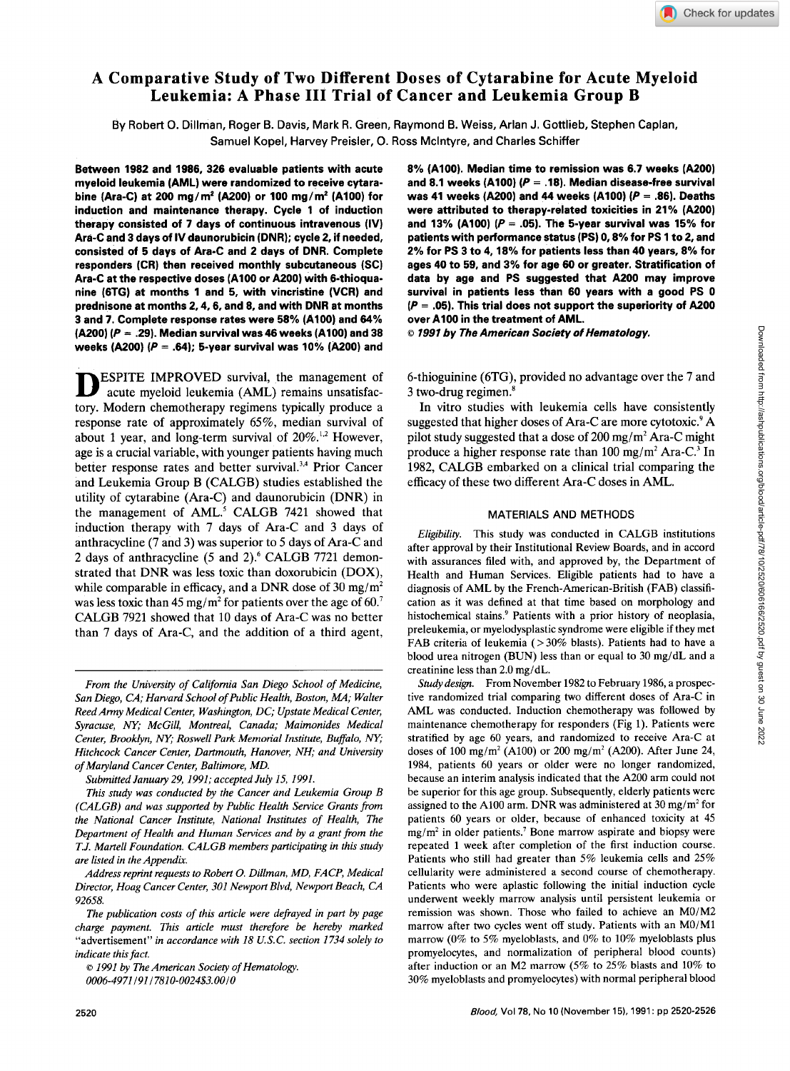# A Comparative Study of Two Different Doses of Cytarabine for Acute Myeloid Leukemia: A Phase III Trial of Cancer and Leukemia Group B

By Robert O. Dillman, Roger B. Davis, Mark R. Green, Raymond B. Weiss, Arlan J. Gottlieb, Stephen Caplan, Samuel Kopel, Harvey Preisler, O. Ross McIntyre, and Charles Schiffer

**Between 1982 and 1986, 326 evaluable patients with acute myeloid leukemia (AML) were randomized to receive cytarabine (Ara-C) at 200 mg/m$^2$ (A200) or 100 mg/m$^2$ (A100) for induction and maintenance therapy. Cycle 1 of induction therapy consisted of 7 days of continuous intravenous (IV) Ara-C and 3 days of IV daunorubicin (DNR); cycle 2, if needed, consisted of 5 days of Ara-C and 2 days of DNR. Complete responders (CR) then received monthly subcutaneous (SC) Ara-C at the respective doses (A100 or A200) with 6-thioquanine (6TG) at months 1 and 5, with vincristine (VCR) and prednisone at months 2, 4, 6, and 8, and with DNR at months 3 and 7. Complete response rates were 58% (A100) and 64% (A200) ($P$ = .29). Median survival was 46 weeks (A100) and 38 weeks (A200) ($P$ = .64); 5-year survival was 10% (A200) and 8% (A100). Median time to remission was 6.7 weeks (A200) and 8.1 weeks (A100) ($P$ = .18). Median disease-free survival was 41 weeks (A200) and 44 weeks (A100) ($P$ = .86). Deaths were attributed to therapy-related toxicities in 21% (A200) and 13% (A100) ($P$ = .05). The 5-year survival was 15% for patients with performance status (PS) 0, 8% for PS 1 to 2, and 2% for PS 3 to 4, 18% for patients less than 40 years, 8% for ages 40 to 59, and 3% for age 60 or greater. Stratification of data by age and PS suggested that A200 may improve survival in patients less than 60 years with a good PS 0 ($P$ = .05). This trial does not support the superiority of A200 over A100 in the treatment of AML.**

**© 1991 by The American Society of Hematology.**

DESPITE IMPROVED survival, the management of acute myeloid leukemia (AML) remains unsatisfactory. Modern chemotherapy regimens typically produce a response rate of approximately 65%, median survival of about 1 year, and long-term survival of 20%.[1,2] However, age is a crucial variable, with younger patients having much better response rates and better survival.[3,4] Prior Cancer and Leukemia Group B (CALGB) studies established the utility of cytarabine (Ara-C) and daunorubicin (DNR) in the management of AML.[5] CALGB 7421 showed that induction therapy with 7 days of Ara-C and 3 days of anthracycline (7 and 3) was superior to 5 days of Ara-C and 2 days of anthracycline (5 and 2).[6] CALGB 7721 demonstrated that DNR was less toxic than doxorubicin (DOX), while comparable in efficacy, and a DNR dose of 30 mg/m$^2$ was less toxic than 45 mg/m$^2$ for patients over the age of 60.[7] CALGB 7921 showed that 10 days of Ara-C was no better than 7 days of Ara-C, and the addition of a third agent, 6-thioguinine (6TG), provided no advantage over the 7 and 3 two-drug regimen.[8]

In vitro studies with leukemia cells have consistently suggested that higher doses of Ara-C are more cytotoxic.[9] A pilot study suggested that a dose of 200 mg/m$^2$ Ara-C might produce a higher response rate than 100 mg/m$^2$ Ara-C.[3] In 1982, CALGB embarked on a clinical trial comparing the efficacy of these two different Ara-C doses in AML.

## MATERIALS AND METHODS

*Eligibility.* This study was conducted in CALGB institutions after approval by their Institutional Review Boards, and in accord with assurances filed with, and approved by, the Department of Health and Human Services. Eligible patients had to have a diagnosis of AML by the French-American-British (FAB) classification as it was defined at that time based on morphology and histochemical stains.[9] Patients with a prior history of neoplasia, preleukemia, or myelodysplastic syndrome were eligible if they met FAB criteria of leukemia (>30% blasts). Patients had to have a blood urea nitrogen (BUN) less than or equal to 30 mg/dL and a creatinine less than 2.0 mg/dL.

*Study design.* From November 1982 to February 1986, a prospective randomized trial comparing two different doses of Ara-C in AML was conducted. Induction chemotherapy was followed by maintenance chemotherapy for responders (Fig 1). Patients were stratified by age 60 years, and randomized to receive Ara-C at doses of 100 mg/m$^2$ (A100) or 200 mg/m$^2$ (A200). After June 24, 1984, patients 60 years or older were no longer randomized, because an interim analysis indicated that the A200 arm could not be superior for this age group. Subsequently, elderly patients were assigned to the A100 arm. DNR was administered at 30 mg/m$^2$ for patients 60 years or older, because of enhanced toxicity at 45 mg/m$^2$ in older patients.[7] Bone marrow aspirate and biopsy were repeated 1 week after completion of the first induction course. Patients who still had greater than 5% leukemia cells and 25% cellularity were administered a second course of chemotherapy. Patients who were aplastic following the initial induction cycle underwent weekly marrow analysis until persistent leukemia or remission was shown. Those who failed to achieve an M0/M2 marrow after two cycles went off study. Patients with an M0/M1 marrow (0% to 5% myeloblasts, and 0% to 10% myeloblasts plus promyelocytes, and normalization of peripheral blood counts) after induction or an M2 marrow (5% to 25% blasts and 10% to 30% myeloblasts and promyelocytes) with normal peripheral blood

---

*From the University of California San Diego School of Medicine, San Diego, CA; Harvard School of Public Health, Boston, MA; Walter Reed Army Medical Center, Washington, DC; Upstate Medical Center, Syracuse, NY; McGill, Montreal, Canada; Maimonides Medical Center, Brooklyn, NY; Roswell Park Memorial Institute, Buffalo, NY; Hitchcock Cancer Center, Dartmouth, Hanover, NH; and University of Maryland Cancer Center, Baltimore, MD.*

*Submitted January 29, 1991; accepted July 15, 1991.*

*This study was conducted by the Cancer and Leukemia Group B (CALGB) and was supported by Public Health Service Grants from the National Cancer Institute, National Institutes of Health, The Department of Health and Human Services and by a grant from the T.J. Martell Foundation. CALGB members participating in this study are listed in the Appendix.*

*Address reprint requests to Robert O. Dillman, MD, FACP, Medical Director, Hoag Cancer Center, 301 Newport Blvd, Newport Beach, CA 92658.*

*The publication costs of this article were defrayed in part by page charge payment. This article must therefore be hereby marked "advertisement" in accordance with 18 U.S.C. section 1734 solely to indicate this fact.*

*© 1991 by The American Society of Hematology.*
*0006-4971/91/7810-0024$3.00/0*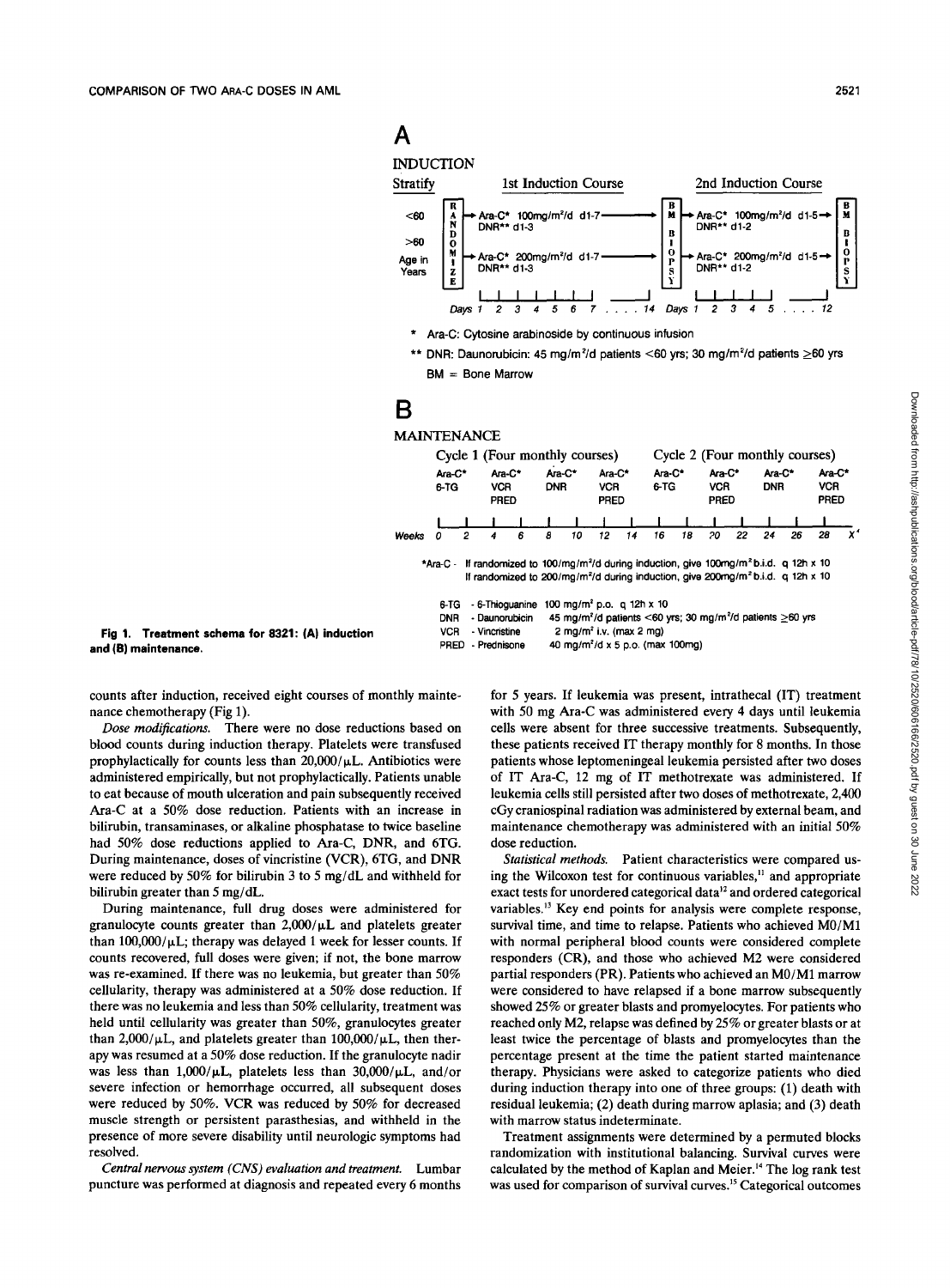**A**

**INDUCTION**

| Stratify | | 1st Induction Course | | 2nd Induction Course | |
|---|---|---|---|---|---|
| <60 | RANDOMIZE | Ara-C* 100mg/m²/d d1-7, DNR** d1-3 | BM BIOPSY | Ara-C* 100mg/m²/d d1-5, DNR** d1-2 | BM BIOPSY |
| >60 Age in Years | | Ara-C* 200mg/m²/d d1-7, DNR** d1-3 | | Ara-C* 200mg/m²/d d1-5, DNR** d1-2 | |
| | | Days 1 2 3 4 5 6 7 .... 14 | | Days 1 2 3 4 5 .... 12 | |

\* Ara-C: Cytosine arabinoside by continuous infusion

\*\* DNR: Daunorubicin: 45 mg/m²/d patients <60 yrs; 30 mg/m²/d patients ≥60 yrs

BM = Bone Marrow

**B**

**MAINTENANCE**

| | Cycle 1 (Four monthly courses) | | | | Cycle 2 (Four monthly courses) | | | |
|---|---|---|---|---|---|---|---|---|
| | Ara-C* 6-TG | Ara-C* VCR PRED | Ara-C* DNR | Ara-C* VCR PRED | Ara-C* 6-TG | Ara-C* VCR PRED | Ara-C* DNR | Ara-C* VCR PRED |
| Weeks | 0 2 | 4 6 | 8 10 | 12 14 | 16 18 | 20 22 | 24 26 | 28 X' |

\*Ara-C - If randomized to 100/mg/m²/d during induction, give 100mg/m² b.i.d. q 12h x 10
If randomized to 200/mg/m²/d during induction, give 200mg/m² b.i.d. q 12h x 10

6-TG - 6-Thioguanine 100 mg/m² p.o. q 12h x 10
DNR - Daunorubicin 45 mg/m²/d patients <60 yrs; 30 mg/m²/d patients ≥60 yrs
VCR - Vincristine 2 mg/m² i.v. (max 2 mg)
PRED - Prednisone 40 mg/m²/d x 5 p.o. (max 100mg)

**Fig 1. Treatment schema for 8321: (A) induction and (B) maintenance.**

counts after induction, received eight courses of monthly maintenance chemotherapy (Fig 1).

*Dose modifications.* There were no dose reductions based on blood counts during induction therapy. Platelets were transfused prophylactically for counts less than 20,000/μL. Antibiotics were administered empirically, but not prophylactically. Patients unable to eat because of mouth ulceration and pain subsequently received Ara-C at a 50% dose reduction. Patients with an increase in bilirubin, transaminases, or alkaline phosphatase to twice baseline had 50% dose reductions applied to Ara-C, DNR, and 6TG. During maintenance, doses of vincristine (VCR), 6TG, and DNR were reduced by 50% for bilirubin 3 to 5 mg/dL and withheld for bilirubin greater than 5 mg/dL.

During maintenance, full drug doses were administered for granulocyte counts greater than 2,000/μL and platelets greater than 100,000/μL; therapy was delayed 1 week for lesser counts. If counts recovered, full doses were given; if not, the bone marrow was re-examined. If there was no leukemia, but greater than 50% cellularity, therapy was administered at a 50% dose reduction. If there was no leukemia and less than 50% cellularity, treatment was held until cellularity was greater than 50%, granulocytes greater than 2,000/μL, and platelets greater than 100,000/μL, then therapy was resumed at a 50% dose reduction. If the granulocyte nadir was less than 1,000/μL, platelets less than 30,000/μL, and/or severe infection or hemorrhage occurred, all subsequent doses were reduced by 50%. VCR was reduced by 50% for decreased muscle strength or persistent parasthesias, and withheld in the presence of more severe disability until neurologic symptoms had resolved.

*Central nervous system (CNS) evaluation and treatment.* Lumbar puncture was performed at diagnosis and repeated every 6 months for 5 years. If leukemia was present, intrathecal (IT) treatment with 50 mg Ara-C was administered every 4 days until leukemia cells were absent for three successive treatments. Subsequently, these patients received IT therapy monthly for 8 months. In those patients whose leptomeningeal leukemia persisted after two doses of IT Ara-C, 12 mg of IT methotrexate was administered. If leukemia cells still persisted after two doses of methotrexate, 2,400 cGy craniospinal radiation was administered by external beam, and maintenance chemotherapy was administered with an initial 50% dose reduction.

*Statistical methods.* Patient characteristics were compared using the Wilcoxon test for continuous variables,[11] and appropriate exact tests for unordered categorical data[12] and ordered categorical variables.[13] Key end points for analysis were complete response, survival time, and time to relapse. Patients who achieved M0/M1 with normal peripheral blood counts were considered complete responders (CR), and those who achieved M2 were considered partial responders (PR). Patients who achieved an M0/M1 marrow were considered to have relapsed if a bone marrow subsequently showed 25% or greater blasts and promyelocytes. For patients who reached only M2, relapse was defined by 25% or greater blasts or at least twice the percentage of blasts and promyelocytes than the percentage present at the time the patient started maintenance therapy. Physicians were asked to categorize patients who died during induction therapy into one of three groups: (1) death with residual leukemia; (2) death during marrow aplasia; and (3) death with marrow status indeterminate.

Treatment assignments were determined by a permuted blocks randomization with institutional balancing. Survival curves were calculated by the method of Kaplan and Meier.[14] The log rank test was used for comparison of survival curves.[15] Categorical outcomes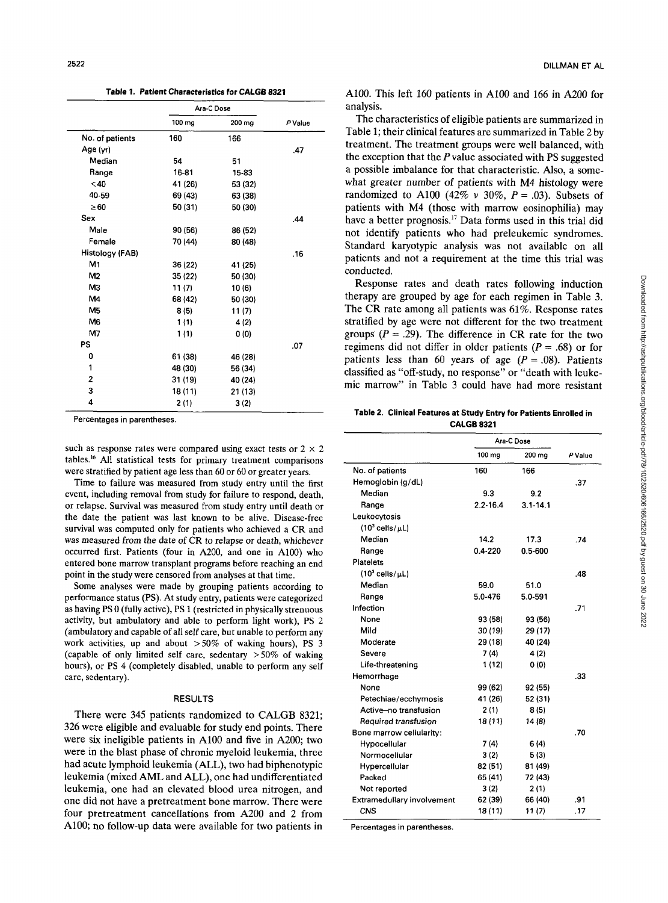**Table 1. Patient Characteristics for CALGB 8321**

| | Ara-C Dose | | |
|---|---|---|---|
| | 100 mg | 200 mg | *P* Value |
| No. of patients | 160 | 166 | |
| Age (yr) | | | .47 |
| Median | 54 | 51 | |
| Range | 16-81 | 15-83 | |
| <40 | 41 (26) | 53 (32) | |
| 40-59 | 69 (43) | 63 (38) | |
| ≥60 | 50 (31) | 50 (30) | |
| Sex | | | .44 |
| Male | 90 (56) | 86 (52) | |
| Female | 70 (44) | 80 (48) | |
| Histology (FAB) | | | .16 |
| M1 | 36 (22) | 41 (25) | |
| M2 | 35 (22) | 50 (30) | |
| M3 | 11 (7) | 10 (6) | |
| M4 | 68 (42) | 50 (30) | |
| M5 | 8 (5) | 11 (7) | |
| M6 | 1 (1) | 4 (2) | |
| M7 | 1 (1) | 0 (0) | |
| PS | | | .07 |
| 0 | 61 (38) | 46 (28) | |
| 1 | 48 (30) | 56 (34) | |
| 2 | 31 (19) | 40 (24) | |
| 3 | 18 (11) | 21 (13) | |
| 4 | 2 (1) | 3 (2) | |

Percentages in parentheses.

such as response rates were compared using exact tests or 2 × 2 tables.[16] All statistical tests for primary treatment comparisons were stratified by patient age less than 60 or 60 or greater years.

Time to failure was measured from study entry until the first event, including removal from study for failure to respond, death, or relapse. Survival was measured from study entry until death or the date the patient was last known to be alive. Disease-free survival was computed only for patients who achieved a CR and was measured from the date of CR to relapse or death, whichever occurred first. Patients (four in A200, and one in A100) who entered bone marrow transplant programs before reaching an end point in the study were censored from analyses at that time.

Some analyses were made by grouping patients according to performance status (PS). At study entry, patients were categorized as having PS 0 (fully active), PS 1 (restricted in physically strenuous activity, but ambulatory and able to perform light work), PS 2 (ambulatory and capable of all self care, but unable to perform any work activities, up and about >50% of waking hours), PS 3 (capable of only limited self care, sedentary >50% of waking hours), or PS 4 (completely disabled, unable to perform any self care, sedentary).

## RESULTS

There were 345 patients randomized to CALGB 8321; 326 were eligible and evaluable for study end points. There were six ineligible patients in A100 and five in A200; two were in the blast phase of chronic myeloid leukemia, three had acute lymphoid leukemia (ALL), two had biphenotypic leukemia (mixed AML and ALL), one had undifferentiated leukemia, one had an elevated blood urea nitrogen, and one did not have a pretreatment bone marrow. There were four pretreatment cancellations from A200 and 2 from A100; no follow-up data were available for two patients in A100. This left 160 patients in A100 and 166 in A200 for analysis.

The characteristics of eligible patients are summarized in Table 1; their clinical features are summarized in Table 2 by treatment. The treatment groups were well balanced, with the exception that the *P* value associated with PS suggested a possible imbalance for that characteristic. Also, a somewhat greater number of patients with M4 histology were randomized to A100 (42% *v* 30%, *P* = .03). Subsets of patients with M4 (those with marrow eosinophilia) may have a better prognosis.[17] Data forms used in this trial did not identify patients who had preleukemic syndromes. Standard karyotypic analysis was not available on all patients and not a requirement at the time this trial was conducted.

Response rates and death rates following induction therapy are grouped by age for each regimen in Table 3. The CR rate among all patients was 61%. Response rates stratified by age were not different for the two treatment groups (*P* = .29). The difference in CR rate for the two regimens did not differ in older patients (*P* = .68) or for patients less than 60 years of age (*P* = .08). Patients classified as "off-study, no response" or "death with leukemic marrow" in Table 3 could have had more resistant

**Table 2. Clinical Features at Study Entry for Patients Enrolled in CALGB 8321**

| | Ara-C Dose | | |
|---|---|---|---|
| | 100 mg | 200 mg | *P* Value |
| No. of patients | 160 | 166 | |
| Hemoglobin (g/dL) | | | .37 |
| Median | 9.3 | 9.2 | |
| Range | 2.2-16.4 | 3.1-14.1 | |
| Leukocytosis ($10^3$ cells/μL) | | | |
| Median | 14.2 | 17.3 | .74 |
| Range | 0.4-220 | 0.5-600 | |
| Platelets ($10^3$ cells/μL) | | | .48 |
| Median | 59.0 | 51.0 | |
| Range | 5.0-476 | 5.0-591 | |
| Infection | | | .71 |
| None | 93 (58) | 93 (56) | |
| Mild | 30 (19) | 29 (17) | |
| Moderate | 29 (18) | 40 (24) | |
| Severe | 7 (4) | 4 (2) | |
| Life-threatening | 1 (12) | 0 (0) | |
| Hemorrhage | | | .33 |
| None | 99 (62) | 92 (55) | |
| Petechiae/ecchymosis | 41 (26) | 52 (31) | |
| Active–no transfusion | 2 (1) | 8 (5) | |
| Required transfusion | 18 (11) | 14 (8) | |
| Bone marrow cellularity: | | | .70 |
| Hypocellular | 7 (4) | 6 (4) | |
| Normocellular | 3 (2) | 5 (3) | |
| Hypercellular | 82 (51) | 81 (49) | |
| Packed | 65 (41) | 72 (43) | |
| Not reported | 3 (2) | 2 (1) | |
| Extramedullary involvement | 62 (39) | 66 (40) | .91 |
| CNS | 18 (11) | 11 (7) | .17 |

Percentages in parentheses.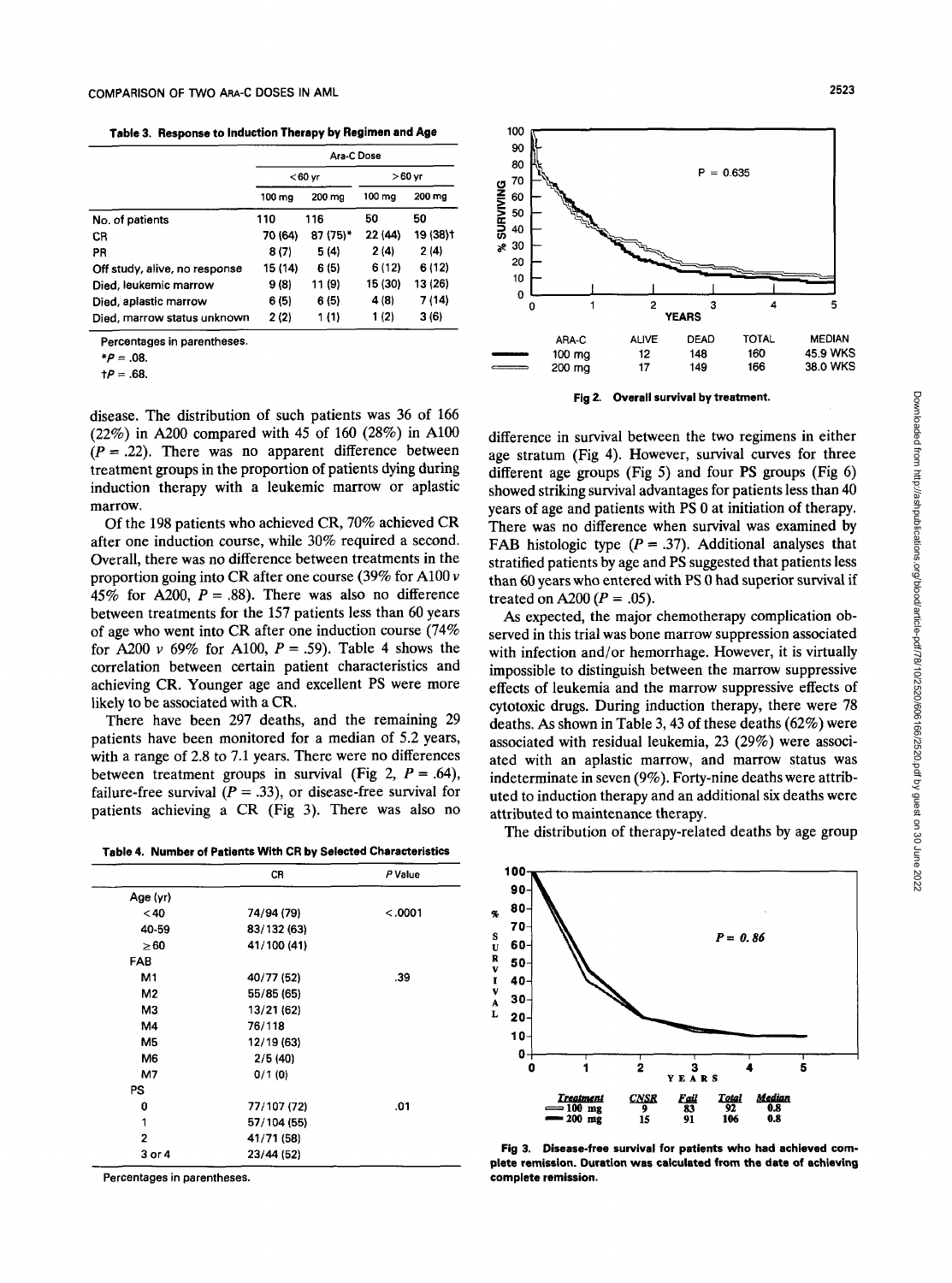**Table 3. Response to Induction Therapy by Regimen and Age**

| | Ara-C Dose | | | |
|---|---|---|---|---|
| | <60 yr | | >60 yr | |
| | 100 mg | 200 mg | 100 mg | 200 mg |
| No. of patients | 110 | 116 | 50 | 50 |
| CR | 70 (64) | 87 (75)* | 22 (44) | 19 (38)† |
| PR | 8 (7) | 5 (4) | 2 (4) | 2 (4) |
| Off study, alive, no response | 15 (14) | 6 (5) | 6 (12) | 6 (12) |
| Died, leukemic marrow | 9 (8) | 11 (9) | 15 (30) | 13 (26) |
| Died, aplastic marrow | 6 (5) | 6 (5) | 4 (8) | 7 (14) |
| Died, marrow status unknown | 2 (2) | 1 (1) | 1 (2) | 3 (6) |

Percentages in parentheses.
*$P = .08$.
†$P = .68$.

disease. The distribution of such patients was 36 of 166 (22%) in A200 compared with 45 of 160 (28%) in A100 ($P = .22$). There was no apparent difference between treatment groups in the proportion of patients dying during induction therapy with a leukemic marrow or aplastic marrow.

Of the 198 patients who achieved CR, 70% achieved CR after one induction course, while 30% required a second. Overall, there was no difference between treatments in the proportion going into CR after one course (39% for A100 *v* 45% for A200, $P = .88$). There was also no difference between treatments for the 157 patients less than 60 years of age who went into CR after one induction course (74% for A200 *v* 69% for A100, $P = .59$). Table 4 shows the correlation between certain patient characteristics and achieving CR. Younger age and excellent PS were more likely to be associated with a CR.

There have been 297 deaths, and the remaining 29 patients have been monitored for a median of 5.2 years, with a range of 2.8 to 7.1 years. There were no differences between treatment groups in survival (Fig 2, $P = .64$), failure-free survival ($P = .33$), or disease-free survival for patients achieving a CR (Fig 3). There was also no

**Table 4. Number of Patients With CR by Selected Characteristics**

| | CR | P Value |
|---|---|---|
| Age (yr) | | |
| <40 | 74/94 (79) | <.0001 |
| 40-59 | 83/132 (63) | |
| ≥60 | 41/100 (41) | |
| FAB | | |
| M1 | 40/77 (52) | .39 |
| M2 | 55/85 (65) | |
| M3 | 13/21 (62) | |
| M4 | 76/118 | |
| M5 | 12/19 (63) | |
| M6 | 2/5 (40) | |
| M7 | 0/1 (0) | |
| PS | | |
| 0 | 77/107 (72) | .01 |
| 1 | 57/104 (55) | |
| 2 | 41/71 (58) | |
| 3 or 4 | 23/44 (52) | |

Percentages in parentheses.

| ARA-C | ALIVE | DEAD | TOTAL | MEDIAN |
|---|---|---|---|---|
| 100 mg | 12 | 148 | 160 | 45.9 WKS |
| 200 mg | 17 | 149 | 166 | 38.0 WKS |

**Fig 2. Overall survival by treatment.**

difference in survival between the two regimens in either age stratum (Fig 4). However, survival curves for three different age groups (Fig 5) and four PS groups (Fig 6) showed striking survival advantages for patients less than 40 years of age and patients with PS 0 at initiation of therapy. There was no difference when survival was examined by FAB histologic type ($P = .37$). Additional analyses that stratified patients by age and PS suggested that patients less than 60 years who entered with PS 0 had superior survival if treated on A200 ($P = .05$).

As expected, the major chemotherapy complication observed in this trial was bone marrow suppression associated with infection and/or hemorrhage. However, it is virtually impossible to distinguish between the marrow suppressive effects of leukemia and the marrow suppressive effects of cytotoxic drugs. During induction therapy, there were 78 deaths. As shown in Table 3, 43 of these deaths (62%) were associated with residual leukemia, 23 (29%) were associated with an aplastic marrow, and marrow status was indeterminate in seven (9%). Forty-nine deaths were attributed to induction therapy and an additional six deaths were attributed to maintenance therapy.

The distribution of therapy-related deaths by age group

| Treatment | CNSR | Fail | Total | Median |
|---|---|---|---|---|
| 100 mg | 9 | 83 | 92 | 0.8 |
| 200 mg | 15 | 91 | 106 | 0.8 |

**Fig 3. Disease-free survival for patients who had achieved complete remission. Duration was calculated from the date of achieving complete remission.**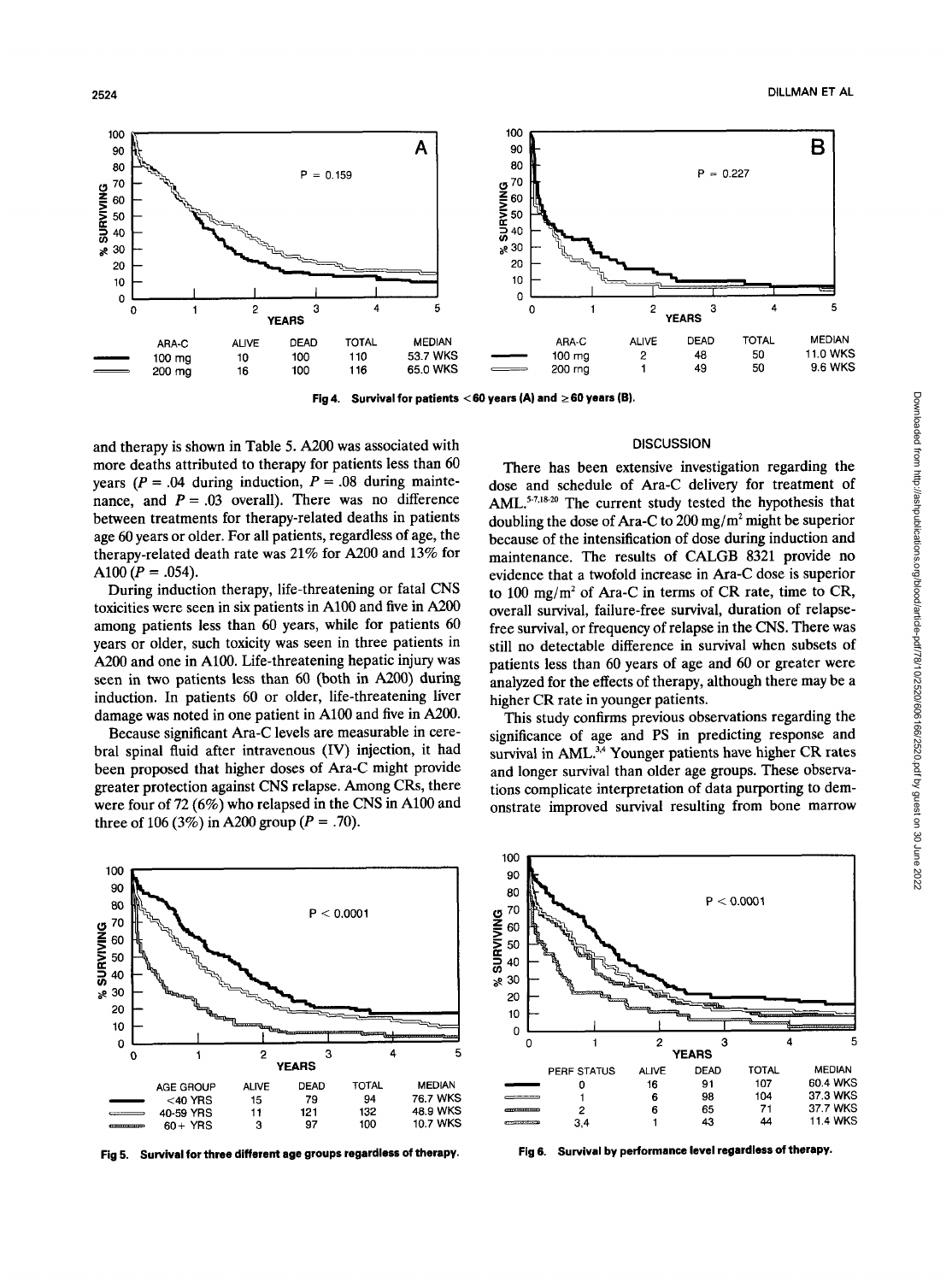| ARA-C | ALIVE | DEAD | TOTAL | MEDIAN |
| --- | --- | --- | --- | --- |
| 100 mg | 10 | 100 | 110 | 53.7 WKS |
| 200 mg | 16 | 100 | 116 | 65.0 WKS |

| ARA-C | ALIVE | DEAD | TOTAL | MEDIAN |
| --- | --- | --- | --- | --- |
| 100 mg | 2 | 48 | 50 | 11.0 WKS |
| 200 mg | 1 | 49 | 50 | 9.6 WKS |

**Fig 4. Survival for patients <60 years (A) and ≥60 years (B).**

and therapy is shown in Table 5. A200 was associated with more deaths attributed to therapy for patients less than 60 years ($P = .04$ during induction, $P = .08$ during maintenance, and $P = .03$ overall). There was no difference between treatments for therapy-related deaths in patients age 60 years or older. For all patients, regardless of age, the therapy-related death rate was 21% for A200 and 13% for A100 ($P = .054$).

During induction therapy, life-threatening or fatal CNS toxicities were seen in six patients in A100 and five in A200 among patients less than 60 years, while for patients 60 years or older, such toxicity was seen in three patients in A200 and one in A100. Life-threatening hepatic injury was seen in two patients less than 60 (both in A200) during induction. In patients 60 or older, life-threatening liver damage was noted in one patient in A100 and five in A200.

Because significant Ara-C levels are measurable in cerebral spinal fluid after intravenous (IV) injection, it had been proposed that higher doses of Ara-C might provide greater protection against CNS relapse. Among CRs, there were four of 72 (6%) who relapsed in the CNS in A100 and three of 106 (3%) in A200 group ($P = .70$).

## DISCUSSION

There has been extensive investigation regarding the dose and schedule of Ara-C delivery for treatment of AML.[5-7,18-20] The current study tested the hypothesis that doubling the dose of Ara-C to 200 mg/m$^2$ might be superior because of the intensification of dose during induction and maintenance. The results of CALGB 8321 provide no evidence that a twofold increase in Ara-C dose is superior to 100 mg/m$^2$ of Ara-C in terms of CR rate, time to CR, overall survival, failure-free survival, duration of relapse-free survival, or frequency of relapse in the CNS. There was still no detectable difference in survival when subsets of patients less than 60 years of age and 60 or greater were analyzed for the effects of therapy, although there may be a higher CR rate in younger patients.

This study confirms previous observations regarding the significance of age and PS in predicting response and survival in AML.[3,4] Younger patients have higher CR rates and longer survival than older age groups. These observations complicate interpretation of data purporting to demonstrate improved survival resulting from bone marrow

| AGE GROUP | ALIVE | DEAD | TOTAL | MEDIAN |
| --- | --- | --- | --- | --- |
| <40 YRS | 15 | 79 | 94 | 76.7 WKS |
| 40-59 YRS | 11 | 121 | 132 | 48.9 WKS |
| 60+ YRS | 3 | 97 | 100 | 10.7 WKS |

**Fig 5. Survival for three different age groups regardless of therapy.**

| PERF STATUS | ALIVE | DEAD | TOTAL | MEDIAN |
| --- | --- | --- | --- | --- |
| 0 | 16 | 91 | 107 | 60.4 WKS |
| 1 | 6 | 98 | 104 | 37.3 WKS |
| 2 | 6 | 65 | 71 | 37.7 WKS |
| 3,4 | 1 | 43 | 44 | 11.4 WKS |

**Fig 6. Survival by performance level regardless of therapy.**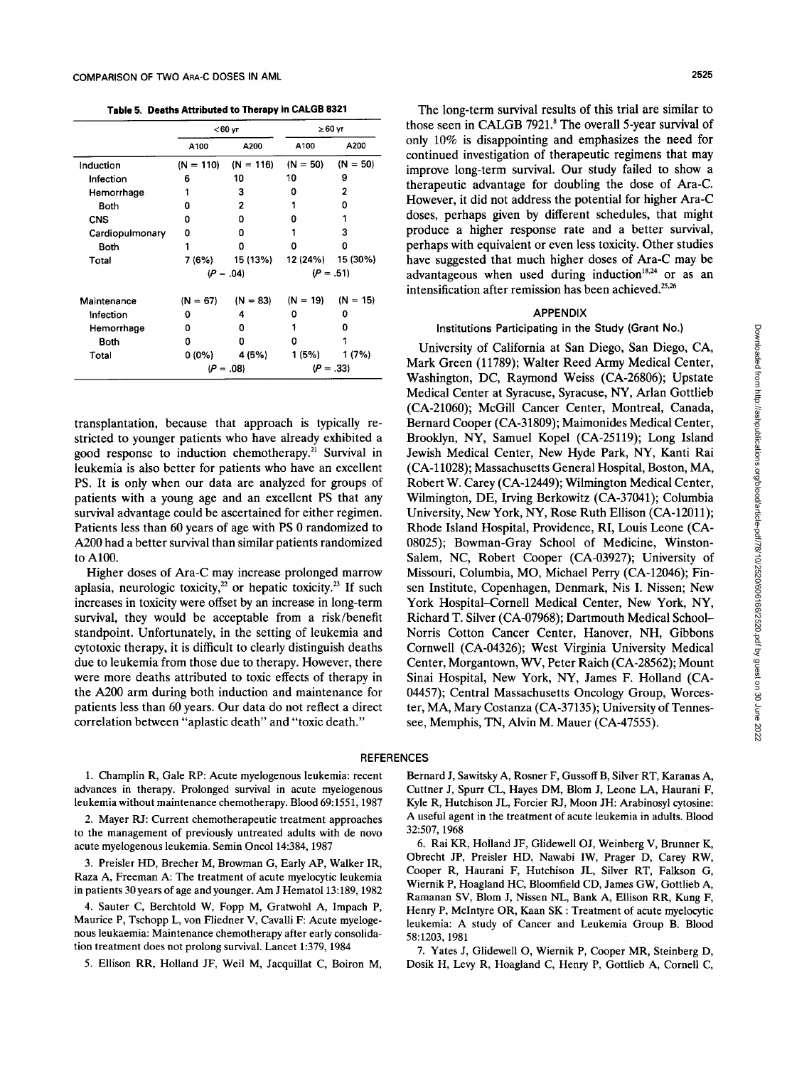**Table 5. Deaths Attributed to Therapy in CALGB 8321**

| | <60 yr | | ≥60 yr | |
|---|---|---|---|---|
| | A100 | A200 | A100 | A200 |
| Induction | (N = 110) | (N = 116) | (N = 50) | (N = 50) |
| Infection | 6 | 10 | 10 | 9 |
| Hemorrhage | 1 | 3 | 0 | 2 |
| Both | 0 | 2 | 1 | 0 |
| CNS | 0 | 0 | 0 | 1 |
| Cardiopulmonary | 0 | 0 | 1 | 3 |
| Both | 1 | 0 | 0 | 0 |
| Total | 7 (6%) | 15 (13%) | 12 (24%) | 15 (30%) |
| | (P = .04) | | (P = .51) | |
| Maintenance | (N = 67) | (N = 83) | (N = 19) | (N = 15) |
| Infection | 0 | 4 | 0 | 0 |
| Hemorrhage | 0 | 0 | 1 | 0 |
| Both | 0 | 0 | 0 | 1 |
| Total | 0 (0%) | 4 (5%) | 1 (5%) | 1 (7%) |
| | (P = .08) | | (P = .33) | |

transplantation, because that approach is typically restricted to younger patients who have already exhibited a good response to induction chemotherapy.[21] Survival in leukemia is also better for patients who have an excellent PS. It is only when our data are analyzed for groups of patients with a young age and an excellent PS that any survival advantage could be ascertained for either regimen. Patients less than 60 years of age with PS 0 randomized to A200 had a better survival than similar patients randomized to A100.

Higher doses of Ara-C may increase prolonged marrow aplasia, neurologic toxicity,[22] or hepatic toxicity.[23] If such increases in toxicity were offset by an increase in long-term survival, they would be acceptable from a risk/benefit standpoint. Unfortunately, in the setting of leukemia and cytotoxic therapy, it is difficult to clearly distinguish deaths due to leukemia from those due to therapy. However, there were more deaths attributed to toxic effects of therapy in the A200 arm during both induction and maintenance for patients less than 60 years. Our data do not reflect a direct correlation between "aplastic death" and "toxic death."

The long-term survival results of this trial are similar to those seen in CALGB 7921.[8] The overall 5-year survival of only 10% is disappointing and emphasizes the need for continued investigation of therapeutic regimens that may improve long-term survival. Our study failed to show a therapeutic advantage for doubling the dose of Ara-C. However, it did not address the potential for higher Ara-C doses, perhaps given by different schedules, that might produce a higher response rate and a better survival, perhaps with equivalent or even less toxicity. Other studies have suggested that much higher doses of Ara-C may be advantageous when used during induction[18,24] or as an intensification after remission has been achieved.[25,26]

## APPENDIX

### Institutions Participating in the Study (Grant No.)

University of California at San Diego, San Diego, CA, Mark Green (11789); Walter Reed Army Medical Center, Washington, DC, Raymond Weiss (CA-26806); Upstate Medical Center at Syracuse, Syracuse, NY, Arlan Gottlieb (CA-21060); McGill Cancer Center, Montreal, Canada, Bernard Cooper (CA-31809); Maimonides Medical Center, Brooklyn, NY, Samuel Kopel (CA-25119); Long Island Jewish Medical Center, New Hyde Park, NY, Kanti Rai (CA-11028); Massachusetts General Hospital, Boston, MA, Robert W. Carey (CA-12449); Wilmington Medical Center, Wilmington, DE, Irving Berkowitz (CA-37041); Columbia University, New York, NY, Rose Ruth Ellison (CA-12011); Rhode Island Hospital, Providence, RI, Louis Leone (CA-08025); Bowman-Gray School of Medicine, Winston-Salem, NC, Robert Cooper (CA-03927); University of Missouri, Columbia, MO, Michael Perry (CA-12046); Finsen Institute, Copenhagen, Denmark, Nis I. Nissen; New York Hospital–Cornell Medical Center, New York, NY, Richard T. Silver (CA-07968); Dartmouth Medical School–Norris Cotton Cancer Center, Hanover, NH, Gibbons Cornwell (CA-04326); West Virginia University Medical Center, Morgantown, WV, Peter Raich (CA-28562); Mount Sinai Hospital, New York, NY, James F. Holland (CA-04457); Central Massachusetts Oncology Group, Worcester, MA, Mary Costanza (CA-37135); University of Tennessee, Memphis, TN, Alvin M. Mauer (CA-47555).

## REFERENCES

1. Champlin R, Gale RP: Acute myelogenous leukemia: recent advances in therapy. Prolonged survival in acute myelogenous leukemia without maintenance chemotherapy. Blood 69:1551, 1987

2. Mayer RJ: Current chemotherapeutic treatment approaches to the management of previously untreated adults with de novo acute myelogenous leukemia. Semin Oncol 14:384, 1987

3. Preisler HD, Brecher M, Browman G, Early AP, Walker IR, Raza A, Freeman A: The treatment of acute myelocytic leukemia in patients 30 years of age and younger. Am J Hematol 13:189, 1982

4. Sauter C, Berchtold W, Fopp M, Gratwohl A, Impach P, Maurice P, Tschopp L, von Fliedner V, Cavalli F: Acute myelogenous leukaemia: Maintenance chemotherapy after early consolidation treatment does not prolong survival. Lancet 1:379, 1984

5. Ellison RR, Holland JF, Weil M, Jacquillat C, Boiron M, Bernard J, Sawitsky A, Rosner F, Gussoff B, Silver RT, Karanas A, Cuttner J, Spurr CL, Hayes DM, Blom J, Leone LA, Haurani F, Kyle R, Hutchison JL, Forcier RJ, Moon JH: Arabinosyl cytosine: A useful agent in the treatment of acute leukemia in adults. Blood 32:507, 1968

6. Rai KR, Holland JF, Glidewell OJ, Weinberg V, Brunner K, Obrecht JP, Preisler HD, Nawabi IW, Prager D, Carey RW, Cooper R, Haurani F, Hutchison JL, Silver RT, Falkson G, Wiernik P, Hoagland HC, Bloomfield CD, James GW, Gottlieb A, Ramanan SV, Blom J, Nissen NL, Bank A, Ellison RR, Kung F, Henry P, McIntyre OR, Kaan SK : Treatment of acute myelocytic leukemia: A study of Cancer and Leukemia Group B. Blood 58:1203, 1981

7. Yates J, Glidewell O, Wiernik P, Cooper MR, Steinberg D, Dosik H, Levy R, Hoagland C, Henry P, Gottlieb A, Cornell C,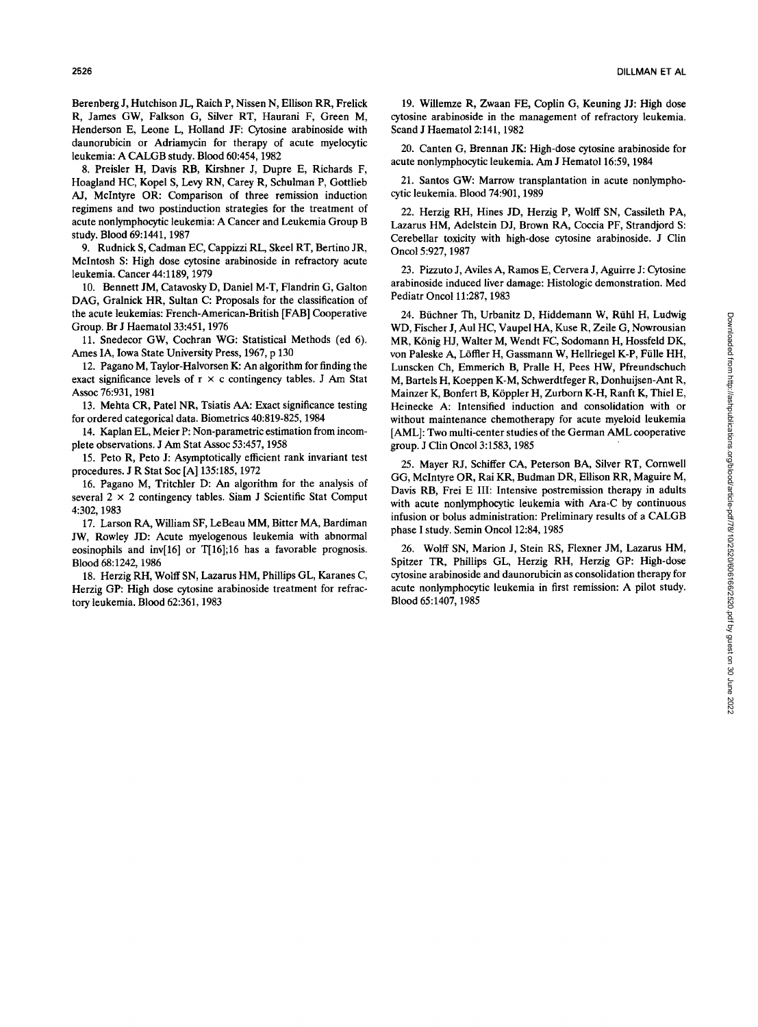Berenberg J, Hutchison JL, Raich P, Nissen N, Ellison RR, Frelick R, James GW, Falkson G, Silver RT, Haurani F, Green M, Henderson E, Leone L, Holland JF: Cytosine arabinoside with daunorubicin or Adriamycin for therapy of acute myelocytic leukemia: A CALGB study. Blood 60:454, 1982

8. Preisler H, Davis RB, Kirshner J, Dupre E, Richards F, Hoagland HC, Kopel S, Levy RN, Carey R, Schulman P, Gottlieb AJ, McIntyre OR: Comparison of three remission induction regimens and two postinduction strategies for the treatment of acute nonlymphocytic leukemia: A Cancer and Leukemia Group B study. Blood 69:1441, 1987

9. Rudnick S, Cadman EC, Cappizzi RL, Skeel RT, Bertino JR, McIntosh S: High dose cytosine arabinoside in refractory acute leukemia. Cancer 44:1189, 1979

10. Bennett JM, Catavosky D, Daniel M-T, Flandrin G, Galton DAG, Gralnick HR, Sultan C: Proposals for the classification of the acute leukemias: French-American-British [FAB] Cooperative Group. Br J Haematol 33:451, 1976

11. Snedecor GW, Cochran WG: Statistical Methods (ed 6). Ames IA, Iowa State University Press, 1967, p 130

12. Pagano M, Taylor-Halvorsen K: An algorithm for finding the exact significance levels of r × c contingency tables. J Am Stat Assoc 76:931, 1981

13. Mehta CR, Patel NR, Tsiatis AA: Exact significance testing for ordered categorical data. Biometrics 40:819-825, 1984

14. Kaplan EL, Meier P: Non-parametric estimation from incomplete observations. J Am Stat Assoc 53:457, 1958

15. Peto R, Peto J: Asymptotically efficient rank invariant test procedures. J R Stat Soc [A] 135:185, 1972

16. Pagano M, Tritchler D: An algorithm for the analysis of several 2 × 2 contingency tables. Siam J Scientific Stat Comput 4:302, 1983

17. Larson RA, William SF, LeBeau MM, Bitter MA, Bardiman JW, Rowley JD: Acute myelogenous leukemia with abnormal eosinophils and inv[16] or T[16];16 has a favorable prognosis. Blood 68:1242, 1986

18. Herzig RH, Wolff SN, Lazarus HM, Phillips GL, Karanes C, Herzig GP: High dose cytosine arabinoside treatment for refractory leukemia. Blood 62:361, 1983

19. Willemze R, Zwaan FE, Coplin G, Keuning JJ: High dose cytosine arabinoside in the management of refractory leukemia. Scand J Haematol 2:141, 1982

20. Canten G, Brennan JK: High-dose cytosine arabinoside for acute nonlymphocytic leukemia. Am J Hematol 16:59, 1984

21. Santos GW: Marrow transplantation in acute nonlymphocytic leukemia. Blood 74:901, 1989

22. Herzig RH, Hines JD, Herzig P, Wolff SN, Cassileth PA, Lazarus HM, Adelstein DJ, Brown RA, Coccia PF, Strandjord S: Cerebellar toxicity with high-dose cytosine arabinoside. J Clin Oncol 5:927, 1987

23. Pizzuto J, Aviles A, Ramos E, Cervera J, Aguirre J: Cytosine arabinoside induced liver damage: Histologic demonstration. Med Pediatr Oncol 11:287, 1983

24. Büchner Th, Urbanitz D, Hiddemann W, Rühl H, Ludwig WD, Fischer J, Aul HC, Vaupel HA, Kuse R, Zeile G, Nowrousian MR, König HJ, Walter M, Wendt FC, Sodomann H, Hossfeld DK, von Paleske A, Löffler H, Gassmann W, Hellriegel K-P, Fülle HH, Lunscken Ch, Emmerich B, Pralle H, Pees HW, Pfreundschuch M, Bartels H, Koeppen K-M, Schwerdtfeger R, Donhuijsen-Ant R, Mainzer K, Bonfert B, Köppler H, Zurborn K-H, Ranft K, Thiel E, Heinecke A: Intensified induction and consolidation with or without maintenance chemotherapy for acute myeloid leukemia [AML]: Two multi-center studies of the German AML cooperative group. J Clin Oncol 3:1583, 1985

25. Mayer RJ, Schiffer CA, Peterson BA, Silver RT, Cornwell GG, McIntyre OR, Rai KR, Budman DR, Ellison RR, Maguire M, Davis RB, Frei E III: Intensive postremission therapy in adults with acute nonlymphocytic leukemia with Ara-C by continuous infusion or bolus administration: Preliminary results of a CALGB phase I study. Semin Oncol 12:84, 1985

26. Wolff SN, Marion J, Stein RS, Flexner JM, Lazarus HM, Spitzer TR, Phillips GL, Herzig RH, Herzig GP: High-dose cytosine arabinoside and daunorubicin as consolidation therapy for acute nonlymphocytic leukemia in first remission: A pilot study. Blood 65:1407, 1985